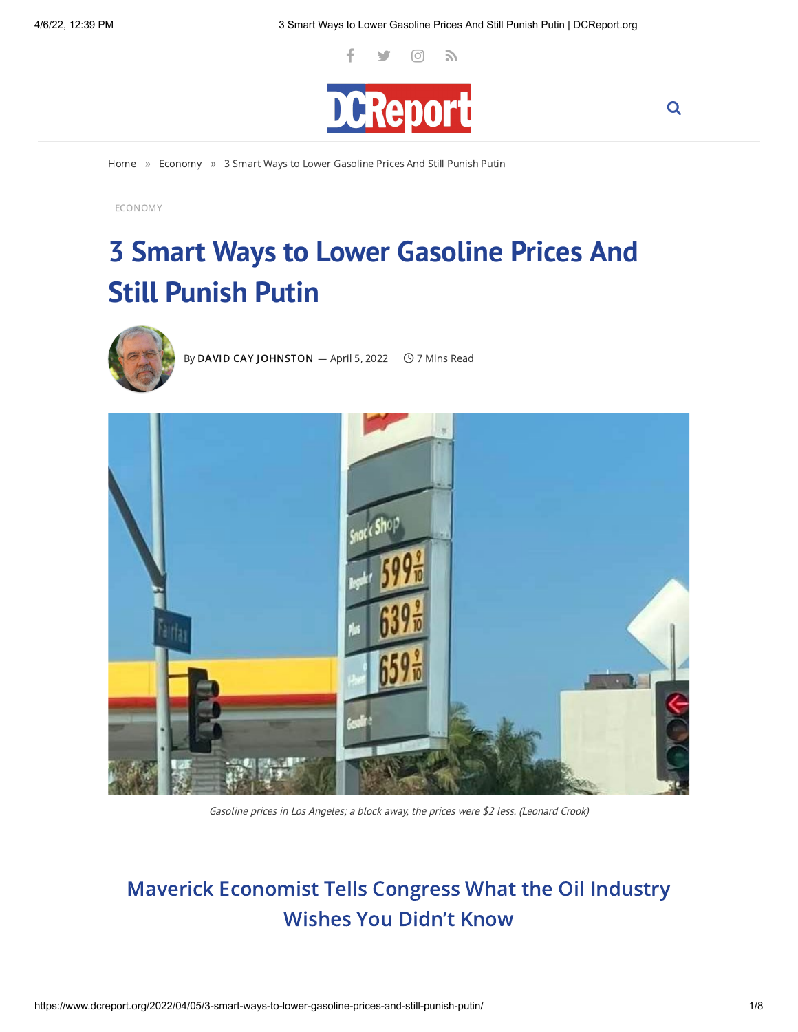Home » Economy » 3 Smart Ways to Lower Gasoline Prices And Still Punish Putin

ECONOMY

# 3 Smart Ways to Lower Gasoline Prices And Still Punish Putin

By **DAVID CAY JOHNSTON** — April 5, 2022 7 Mins Read

*Gasoline prices in Los Angeles; a block away, the prices were $2 less. (Leonard Crook)*

## Maverick Economist Tells Congress What the Oil Industry Wishes You Didn't Know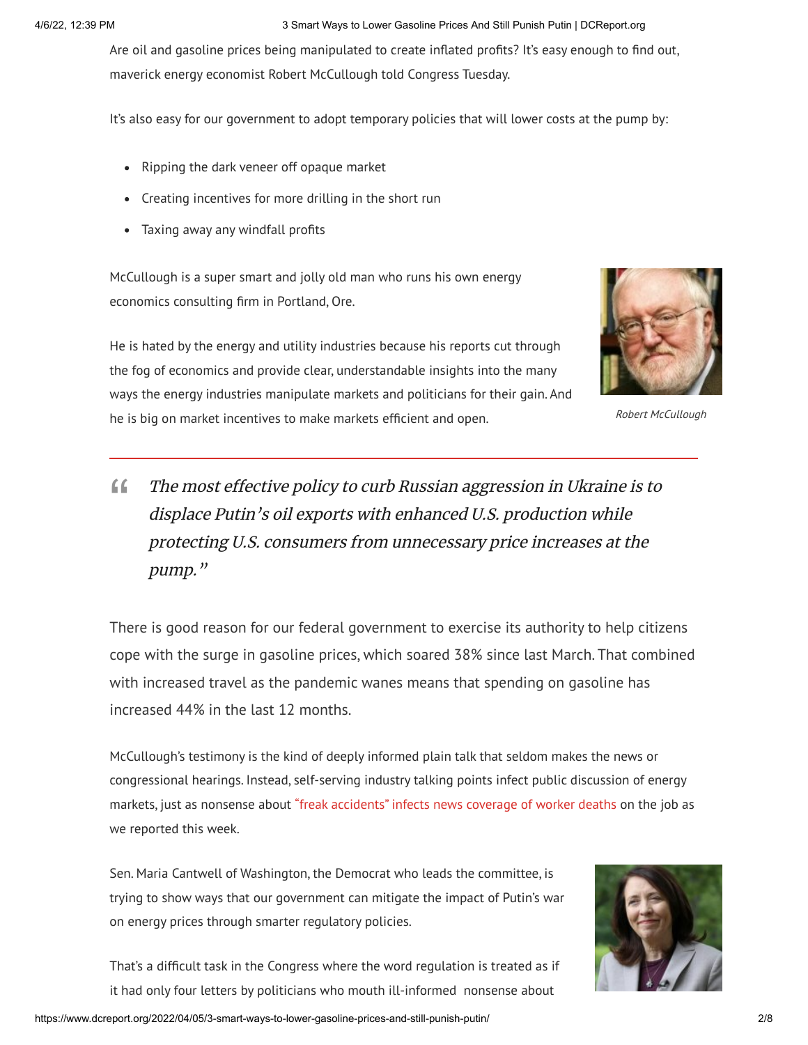Are oil and gasoline prices being manipulated to create inflated profits? It's easy enough to find out, maverick energy economist Robert McCullough told Congress Tuesday.

It's also easy for our government to adopt temporary policies that will lower costs at the pump by:

- Ripping the dark veneer off opaque market
- Creating incentives for more drilling in the short run
- Taxing away any windfall profits

McCullough is a super smart and jolly old man who runs his own energy economics consulting firm in Portland, Ore.

He is hated by the energy and utility industries because his reports cut through the fog of economics and provide clear, understandable insights into the many ways the energy industries manipulate markets and politicians for their gain. And he is big on market incentives to make markets efficient and open.

*Robert McCullough*

> *"The most effective policy to curb Russian aggression in Ukraine is to displace Putin's oil exports with enhanced U.S. production while protecting U.S. consumers from unnecessary price increases at the pump."*

There is good reason for our federal government to exercise its authority to help citizens cope with the surge in gasoline prices, which soared 38% since last March. That combined with increased travel as the pandemic wanes means that spending on gasoline has increased 44% in the last 12 months.

McCullough's testimony is the kind of deeply informed plain talk that seldom makes the news or congressional hearings. Instead, self-serving industry talking points infect public discussion of energy markets, just as nonsense about "freak accidents" infects news coverage of worker deaths on the job as we reported this week.

Sen. Maria Cantwell of Washington, the Democrat who leads the committee, is trying to show ways that our government can mitigate the impact of Putin's war on energy prices through smarter regulatory policies.

That's a difficult task in the Congress where the word regulation is treated as if it had only four letters by politicians who mouth ill-informed nonsense about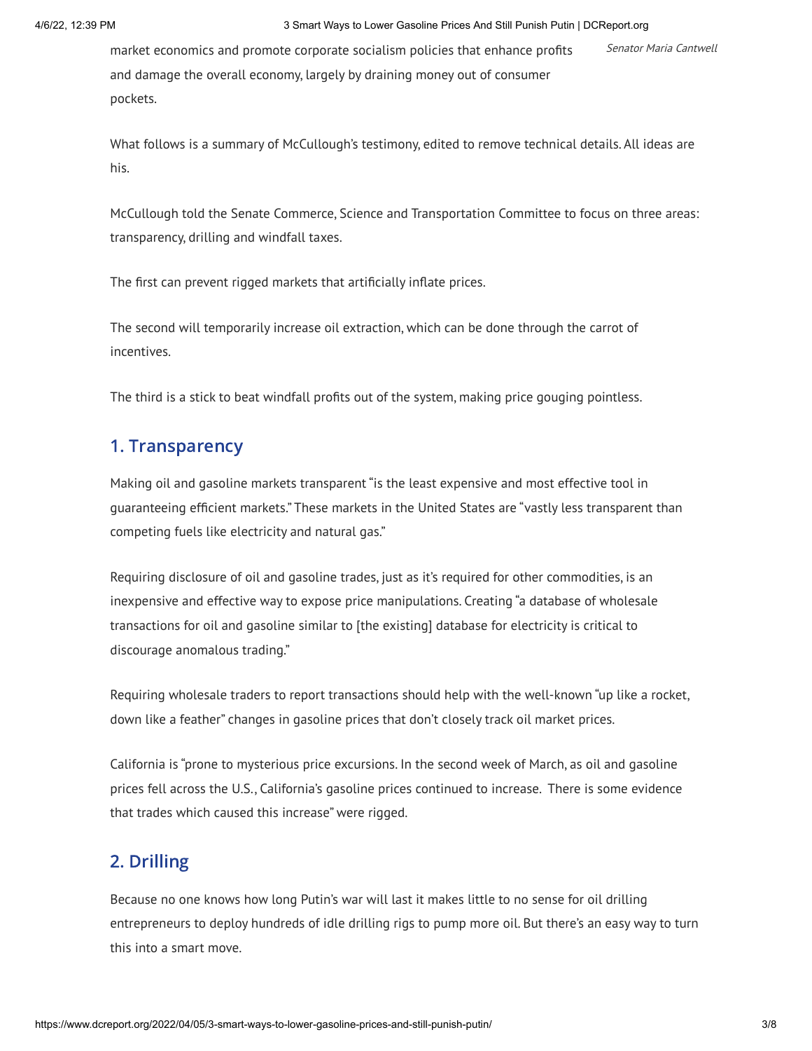market economics and promote corporate socialism policies that enhance profits and damage the overall economy, largely by draining money out of consumer pockets.

*Senator Maria Cantwell*

What follows is a summary of McCullough's testimony, edited to remove technical details. All ideas are his.

McCullough told the Senate Commerce, Science and Transportation Committee to focus on three areas: transparency, drilling and windfall taxes.

The first can prevent rigged markets that artificially inflate prices.

The second will temporarily increase oil extraction, which can be done through the carrot of incentives.

The third is a stick to beat windfall profits out of the system, making price gouging pointless.

## 1. Transparency

Making oil and gasoline markets transparent "is the least expensive and most effective tool in guaranteeing efficient markets." These markets in the United States are "vastly less transparent than competing fuels like electricity and natural gas."

Requiring disclosure of oil and gasoline trades, just as it's required for other commodities, is an inexpensive and effective way to expose price manipulations. Creating "a database of wholesale transactions for oil and gasoline similar to [the existing] database for electricity is critical to discourage anomalous trading."

Requiring wholesale traders to report transactions should help with the well-known "up like a rocket, down like a feather" changes in gasoline prices that don't closely track oil market prices.

California is "prone to mysterious price excursions. In the second week of March, as oil and gasoline prices fell across the U.S., California's gasoline prices continued to increase. There is some evidence that trades which caused this increase" were rigged.

## 2. Drilling

Because no one knows how long Putin's war will last it makes little to no sense for oil drilling entrepreneurs to deploy hundreds of idle drilling rigs to pump more oil. But there's an easy way to turn this into a smart move.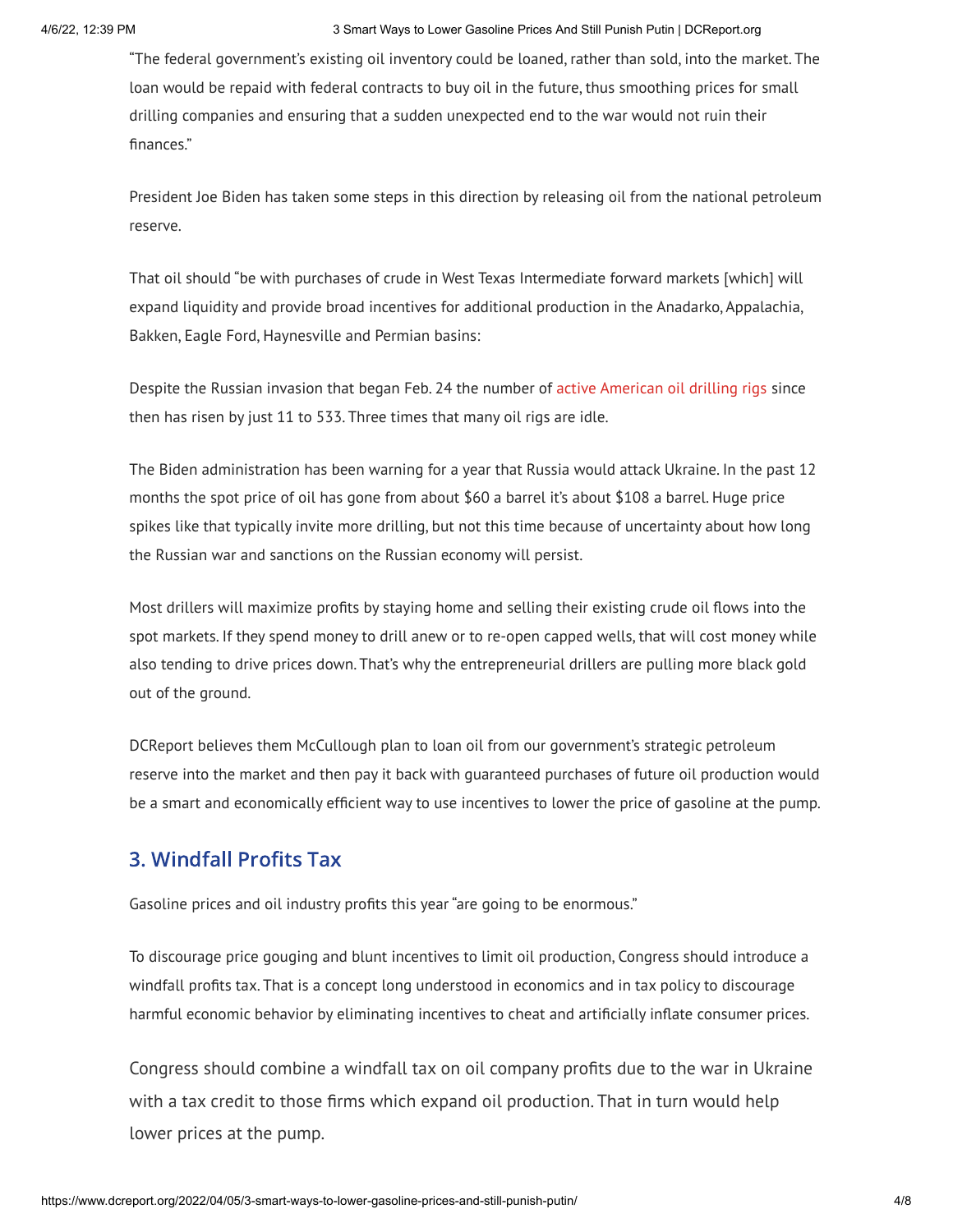"The federal government's existing oil inventory could be loaned, rather than sold, into the market. The loan would be repaid with federal contracts to buy oil in the future, thus smoothing prices for small drilling companies and ensuring that a sudden unexpected end to the war would not ruin their finances."

President Joe Biden has taken some steps in this direction by releasing oil from the national petroleum reserve.

That oil should "be with purchases of crude in West Texas Intermediate forward markets [which] will expand liquidity and provide broad incentives for additional production in the Anadarko, Appalachia, Bakken, Eagle Ford, Haynesville and Permian basins:

Despite the Russian invasion that began Feb. 24 the number of active American oil drilling rigs since then has risen by just 11 to 533. Three times that many oil rigs are idle.

The Biden administration has been warning for a year that Russia would attack Ukraine. In the past 12 months the spot price of oil has gone from about $60 a barrel it's about $108 a barrel. Huge price spikes like that typically invite more drilling, but not this time because of uncertainty about how long the Russian war and sanctions on the Russian economy will persist.

Most drillers will maximize profits by staying home and selling their existing crude oil flows into the spot markets. If they spend money to drill anew or to re-open capped wells, that will cost money while also tending to drive prices down. That's why the entrepreneurial drillers are pulling more black gold out of the ground.

DCReport believes them McCullough plan to loan oil from our government's strategic petroleum reserve into the market and then pay it back with guaranteed purchases of future oil production would be a smart and economically efficient way to use incentives to lower the price of gasoline at the pump.

## 3. Windfall Profits Tax

Gasoline prices and oil industry profits this year "are going to be enormous."

To discourage price gouging and blunt incentives to limit oil production, Congress should introduce a windfall profits tax. That is a concept long understood in economics and in tax policy to discourage harmful economic behavior by eliminating incentives to cheat and artificially inflate consumer prices.

Congress should combine a windfall tax on oil company profits due to the war in Ukraine with a tax credit to those firms which expand oil production. That in turn would help lower prices at the pump.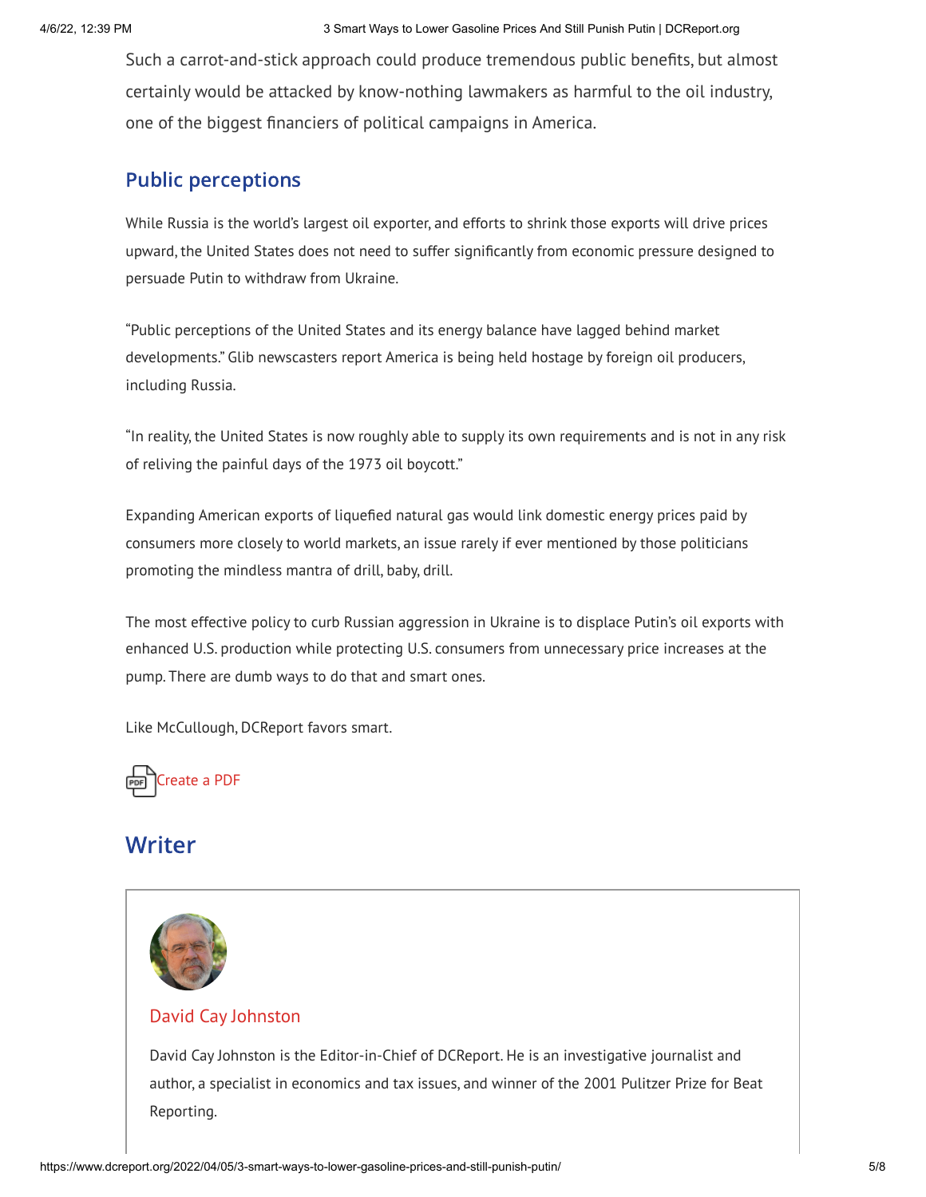Such a carrot-and-stick approach could produce tremendous public benefits, but almost certainly would be attacked by know-nothing lawmakers as harmful to the oil industry, one of the biggest financiers of political campaigns in America.

## Public perceptions

While Russia is the world's largest oil exporter, and efforts to shrink those exports will drive prices upward, the United States does not need to suffer significantly from economic pressure designed to persuade Putin to withdraw from Ukraine.

"Public perceptions of the United States and its energy balance have lagged behind market developments." Glib newscasters report America is being held hostage by foreign oil producers, including Russia.

"In reality, the United States is now roughly able to supply its own requirements and is not in any risk of reliving the painful days of the 1973 oil boycott."

Expanding American exports of liquefied natural gas would link domestic energy prices paid by consumers more closely to world markets, an issue rarely if ever mentioned by those politicians promoting the mindless mantra of drill, baby, drill.

The most effective policy to curb Russian aggression in Ukraine is to displace Putin's oil exports with enhanced U.S. production while protecting U.S. consumers from unnecessary price increases at the pump. There are dumb ways to do that and smart ones.

Like McCullough, DCReport favors smart.

Create a PDF

## Writer

David Cay Johnston

David Cay Johnston is the Editor-in-Chief of DCReport. He is an investigative journalist and author, a specialist in economics and tax issues, and winner of the 2001 Pulitzer Prize for Beat Reporting.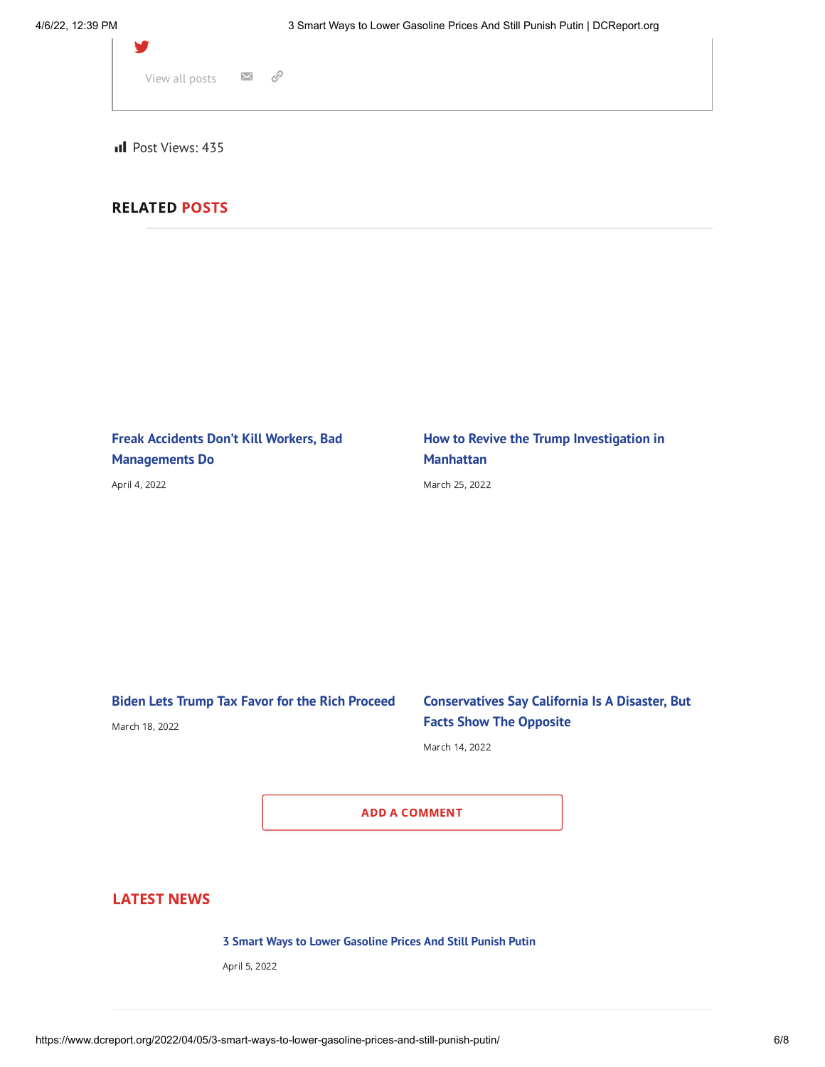View all posts

Post Views: 435

## RELATED POSTS

**Freak Accidents Don't Kill Workers, Bad Managements Do**

April 4, 2022

**How to Revive the Trump Investigation in Manhattan**

March 25, 2022

**Biden Lets Trump Tax Favor for the Rich Proceed**

March 18, 2022

**Conservatives Say California Is A Disaster, But Facts Show The Opposite**

March 14, 2022

ADD A COMMENT

## LATEST NEWS

**3 Smart Ways to Lower Gasoline Prices And Still Punish Putin**

April 5, 2022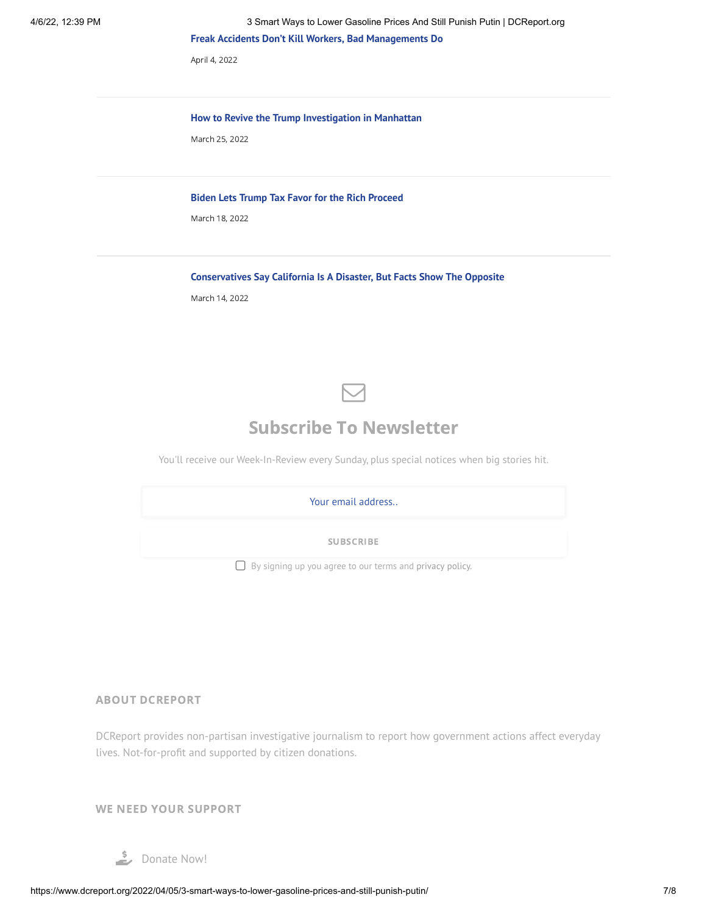**Freak Accidents Don't Kill Workers, Bad Managements Do**

April 4, 2022

---

**How to Revive the Trump Investigation in Manhattan**

March 25, 2022

---

**Biden Lets Trump Tax Favor for the Rich Proceed**

March 18, 2022

---

**Conservatives Say California Is A Disaster, But Facts Show The Opposite**

March 14, 2022

## Subscribe To Newsletter

You'll receive our Week-In-Review every Sunday, plus special notices when big stories hit.

Your email address..

SUBSCRIBE

☐ By signing up you agree to our terms and privacy policy.

### ABOUT DCREPORT

DCReport provides non-partisan investigative journalism to report how government actions affect everyday lives. Not-for-profit and supported by citizen donations.

### WE NEED YOUR SUPPORT

Donate Now!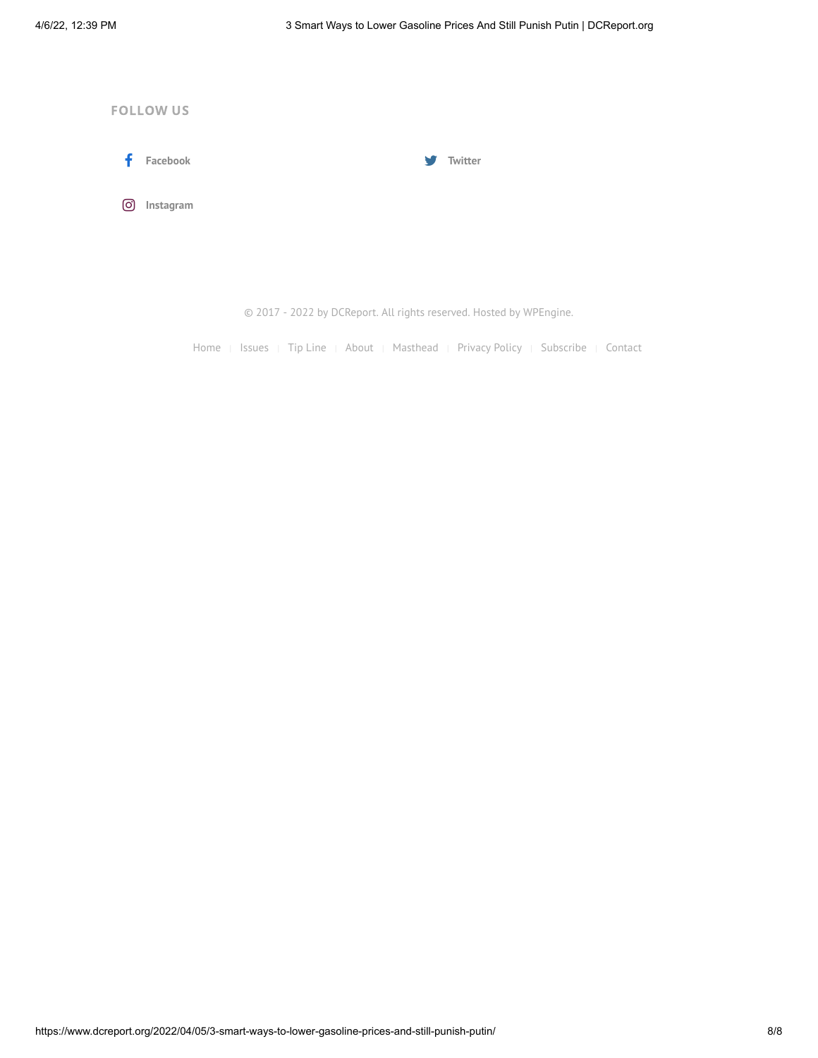**FOLLOW US**

Facebook

Twitter

Instagram

© 2017 - 2022 by DCReport. All rights reserved. Hosted by WPEngine.

Home | Issues | Tip Line | About | Masthead | Privacy Policy | Subscribe | Contact